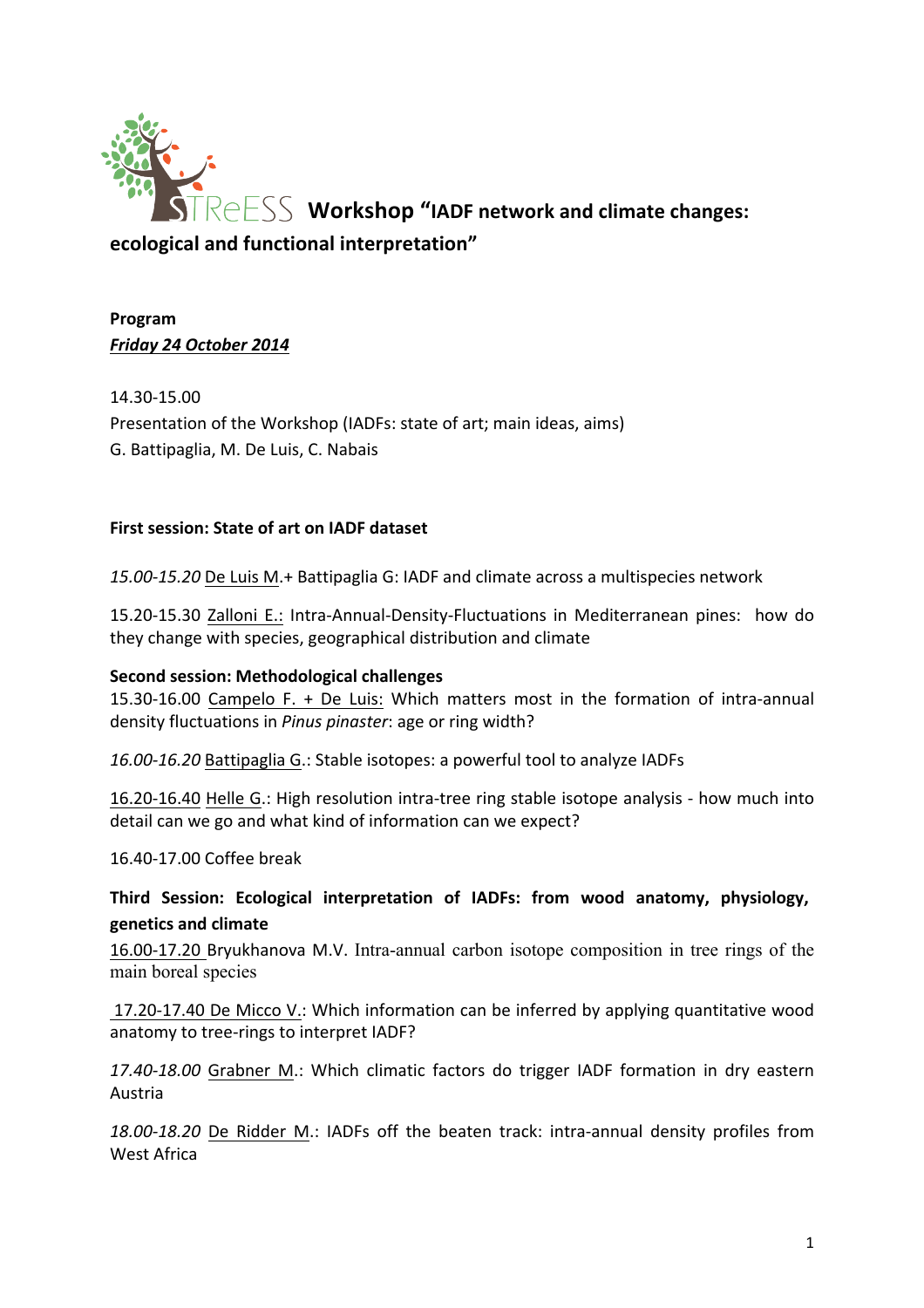# STReESS Workshop "IADF network and climate changes: ecological and functional interpretation"

**Program**
***Friday 24 October 2014***

14.30-15.00
Presentation of the Workshop (IADFs: state of art; main ideas, aims)
G. Battipaglia, M. De Luis, C. Nabais

**First session: State of art on IADF dataset**

*15.00-15.20* De Luis M.+ Battipaglia G: IADF and climate across a multispecies network

15.20-15.30 Zalloni E.: Intra-Annual-Density-Fluctuations in Mediterranean pines: how do they change with species, geographical distribution and climate

**Second session: Methodological challenges**
15.30-16.00 Campelo F. + De Luis: Which matters most in the formation of intra-annual density fluctuations in *Pinus pinaster*: age or ring width?

*16.00-16.20* Battipaglia G.: Stable isotopes: a powerful tool to analyze IADFs

16.20-16.40 Helle G.: High resolution intra-tree ring stable isotope analysis - how much into detail can we go and what kind of information can we expect?

16.40-17.00 Coffee break

**Third Session: Ecological interpretation of IADFs: from wood anatomy, physiology, genetics and climate**
16.00-17.20 Bryukhanova M.V. Intra-annual carbon isotope composition in tree rings of the main boreal species

17.20-17.40 De Micco V.: Which information can be inferred by applying quantitative wood anatomy to tree-rings to interpret IADF?

*17.40-18.00* Grabner M.: Which climatic factors do trigger IADF formation in dry eastern Austria

*18.00-18.20* De Ridder M.: IADFs off the beaten track: intra-annual density profiles from West Africa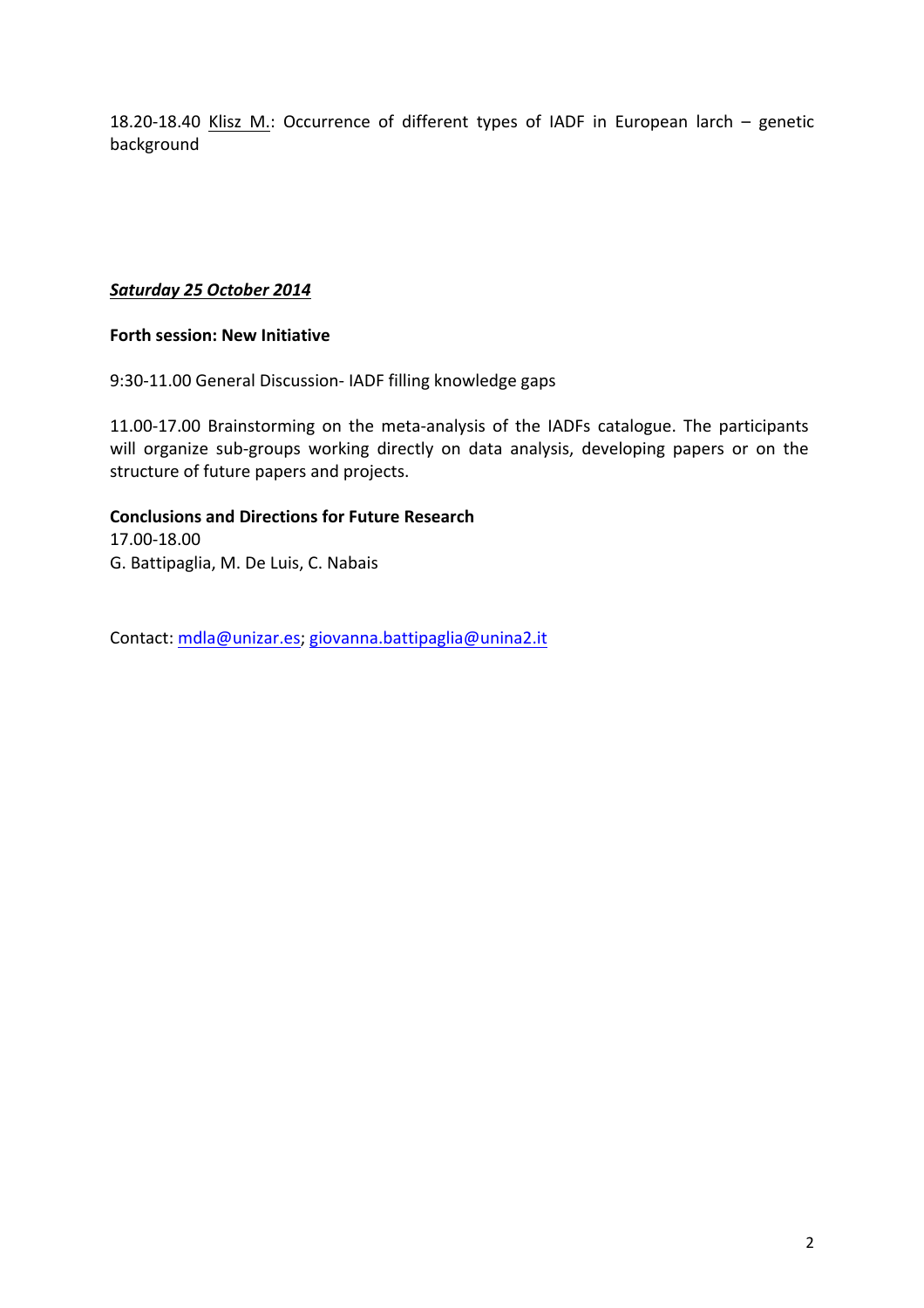18.20-18.40 Klisz M.: Occurrence of different types of IADF in European larch – genetic background

***Saturday 25 October 2014***

**Forth session: New Initiative**

9:30-11.00 General Discussion- IADF filling knowledge gaps

11.00-17.00 Brainstorming on the meta-analysis of the IADFs catalogue. The participants will organize sub-groups working directly on data analysis, developing papers or on the structure of future papers and projects.

**Conclusions and Directions for Future Research**
17.00-18.00
G. Battipaglia, M. De Luis, C. Nabais

Contact: mdla@unizar.es; giovanna.battipaglia@unina2.it